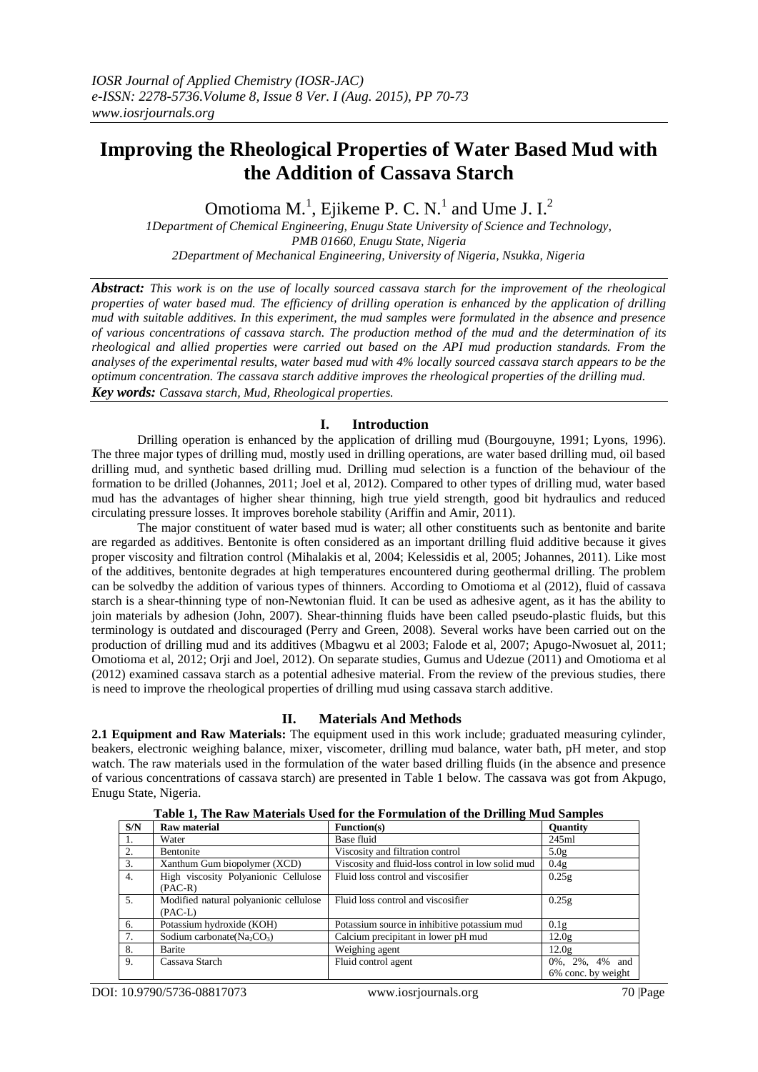# Improving the Rheological Properties of Water Based Mud with the Addition of Cassava Starch

Omotioma M.[1], Ejikeme P. C. N.[1] and Ume J. I.[2]

*1Department of Chemical Engineering, Enugu State University of Science and Technology, PMB 01660, Enugu State, Nigeria*
*2Department of Mechanical Engineering, University of Nigeria, Nsukka, Nigeria*

***Abstract:*** *This work is on the use of locally sourced cassava starch for the improvement of the rheological properties of water based mud. The efficiency of drilling operation is enhanced by the application of drilling mud with suitable additives. In this experiment, the mud samples were formulated in the absence and presence of various concentrations of cassava starch. The production method of the mud and the determination of its rheological and allied properties were carried out based on the API mud production standards. From the analyses of the experimental results, water based mud with 4% locally sourced cassava starch appears to be the optimum concentration. The cassava starch additive improves the rheological properties of the drilling mud.*

***Key words:*** *Cassava starch, Mud, Rheological properties.*

## I. Introduction

Drilling operation is enhanced by the application of drilling mud (Bourgouyne, 1991; Lyons, 1996). The three major types of drilling mud, mostly used in drilling operations, are water based drilling mud, oil based drilling mud, and synthetic based drilling mud. Drilling mud selection is a function of the behaviour of the formation to be drilled (Johannes, 2011; Joel et al, 2012). Compared to other types of drilling mud, water based mud has the advantages of higher shear thinning, high true yield strength, good bit hydraulics and reduced circulating pressure losses. It improves borehole stability (Ariffin and Amir, 2011).

The major constituent of water based mud is water; all other constituents such as bentonite and barite are regarded as additives. Bentonite is often considered as an important drilling fluid additive because it gives proper viscosity and filtration control (Mihalakis et al, 2004; Kelessidis et al, 2005; Johannes, 2011). Like most of the additives, bentonite degrades at high temperatures encountered during geothermal drilling. The problem can be solvedby the addition of various types of thinners. According to Omotioma et al (2012), fluid of cassava starch is a shear-thinning type of non-Newtonian fluid. It can be used as adhesive agent, as it has the ability to join materials by adhesion (John, 2007). Shear-thinning fluids have been called pseudo-plastic fluids, but this terminology is outdated and discouraged (Perry and Green, 2008). Several works have been carried out on the production of drilling mud and its additives (Mbagwu et al 2003; Falode et al, 2007; Apugo-Nwosuet al, 2011; Omotioma et al, 2012; Orji and Joel, 2012). On separate studies, Gumus and Udezue (2011) and Omotioma et al (2012) examined cassava starch as a potential adhesive material. From the review of the previous studies, there is need to improve the rheological properties of drilling mud using cassava starch additive.

## II. Materials And Methods

**2.1 Equipment and Raw Materials:** The equipment used in this work include; graduated measuring cylinder, beakers, electronic weighing balance, mixer, viscometer, drilling mud balance, water bath, pH meter, and stop watch. The raw materials used in the formulation of the water based drilling fluids (in the absence and presence of various concentrations of cassava starch) are presented in Table 1 below. The cassava was got from Akpugo, Enugu State, Nigeria.

**Table 1, The Raw Materials Used for the Formulation of the Drilling Mud Samples**

| S/N | Raw material | Function(s) | Quantity |
|---|---|---|---|
| 1. | Water | Base fluid | 245ml |
| 2. | Bentonite | Viscosity and filtration control | 5.0g |
| 3. | Xanthum Gum biopolymer (XCD) | Viscosity and fluid-loss control in low solid mud | 0.4g |
| 4. | High viscosity Polyanionic Cellulose (PAC-R) | Fluid loss control and viscosifier | 0.25g |
| 5. | Modified natural polyanionic cellulose (PAC-L) | Fluid loss control and viscosifier | 0.25g |
| 6. | Potassium hydroxide (KOH) | Potassium source in inhibitive potassium mud | 0.1g |
| 7. | Sodium carbonate($Na_2CO_3$) | Calcium precipitant in lower pH mud | 12.0g |
| 8. | Barite | Weighing agent | 12.0g |
| 9. | Cassava Starch | Fluid control agent | 0%, 2%, 4% and 6% conc. by weight |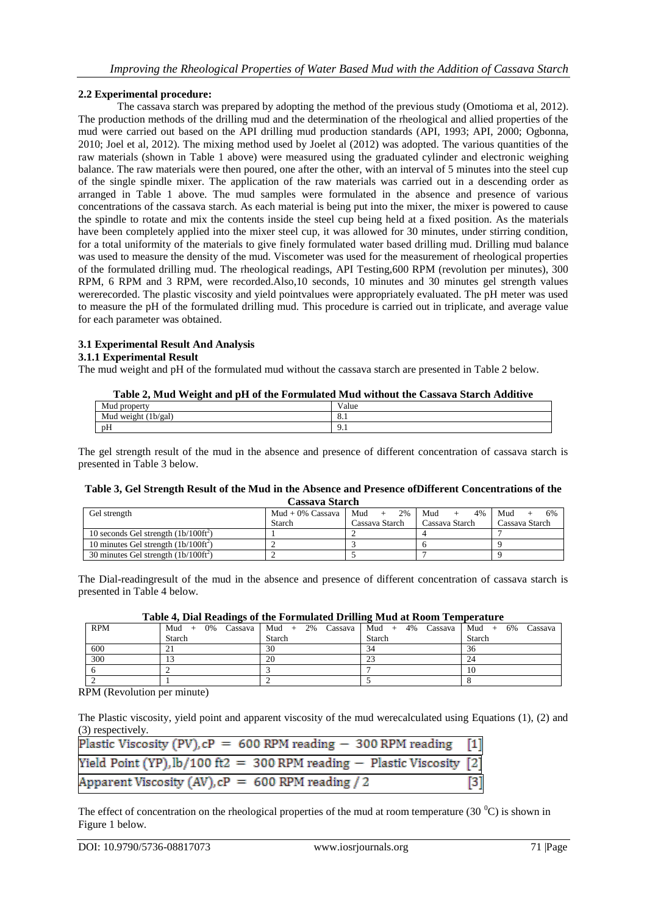### 2.2 Experimental procedure:

The cassava starch was prepared by adopting the method of the previous study (Omotioma et al, 2012). The production methods of the drilling mud and the determination of the rheological and allied properties of the mud were carried out based on the API drilling mud production standards (API, 1993; API, 2000; Ogbonna, 2010; Joel et al, 2012). The mixing method used by Joelet al (2012) was adopted. The various quantities of the raw materials (shown in Table 1 above) were measured using the graduated cylinder and electronic weighing balance. The raw materials were then poured, one after the other, with an interval of 5 minutes into the steel cup of the single spindle mixer. The application of the raw materials was carried out in a descending order as arranged in Table 1 above. The mud samples were formulated in the absence and presence of various concentrations of the cassava starch. As each material is being put into the mixer, the mixer is powered to cause the spindle to rotate and mix the contents inside the steel cup being held at a fixed position. As the materials have been completely applied into the mixer steel cup, it was allowed for 30 minutes, under stirring condition, for a total uniformity of the materials to give finely formulated water based drilling mud. Drilling mud balance was used to measure the density of the mud. Viscometer was used for the measurement of rheological properties of the formulated drilling mud. The rheological readings, API Testing,600 RPM (revolution per minutes), 300 RPM, 6 RPM and 3 RPM, were recorded.Also,10 seconds, 10 minutes and 30 minutes gel strength values wererecorded. The plastic viscosity and yield pointvalues were appropriately evaluated. The pH meter was used to measure the pH of the formulated drilling mud. This procedure is carried out in triplicate, and average value for each parameter was obtained.

### 3.1 Experimental Result And Analysis

#### 3.1.1 Experimental Result

The mud weight and pH of the formulated mud without the cassava starch are presented in Table 2 below.

**Table 2, Mud Weight and pH of the Formulated Mud without the Cassava Starch Additive**

| Mud property | Value |
|---|---|
| Mud weight (1b/gal) | 8.1 |
| pH | 9.1 |

The gel strength result of the mud in the absence and presence of different concentration of cassava starch is presented in Table 3 below.

**Table 3, Gel Strength Result of the Mud in the Absence and Presence ofDifferent Concentrations of the Cassava Starch**

| Gel strength | Mud + 0% Cassava Starch | Mud + 2% Cassava Starch | Mud + 4% Cassava Starch | Mud + 6% Cassava Starch |
|---|---|---|---|---|
| 10 seconds Gel strength (1b/100ft$^2$) | 1 | 2 | 4 | 7 |
| 10 minutes Gel strength (1b/100ft$^2$) | 2 | 3 | 6 | 9 |
| 30 minutes Gel strength (1b/100ft$^2$) | 2 | 5 | 7 | 9 |

The Dial-readingresult of the mud in the absence and presence of different concentration of cassava starch is presented in Table 4 below.

**Table 4, Dial Readings of the Formulated Drilling Mud at Room Temperature**

| RPM | Mud + 0% Cassava Starch | Mud + 2% Cassava Starch | Mud + 4% Cassava Starch | Mud + 6% Cassava Starch |
|---|---|---|---|---|
| 600 | 21 | 30 | 34 | 36 |
| 300 | 13 | 20 | 23 | 24 |
| 6 | 2 | 3 | 7 | 10 |
| 2 | 1 | 2 | 5 | 8 |

RPM (Revolution per minute)

The Plastic viscosity, yield point and apparent viscosity of the mud werecalculated using Equations (1), (2) and (3) respectively.

$$\text{Plastic Viscosity (PV), cP} = \text{600 RPM reading} - \text{300 RPM reading} \quad [1]$$

$$\text{Yield Point (YP), lb/100 ft2} = \text{300 RPM reading} - \text{Plastic Viscosity} \quad [2]$$

$$\text{Apparent Viscosity (AV), cP} = \text{600 RPM reading} / 2 \quad [3]$$

The effect of concentration on the rheological properties of the mud at room temperature (30 $^0$C) is shown in Figure 1 below.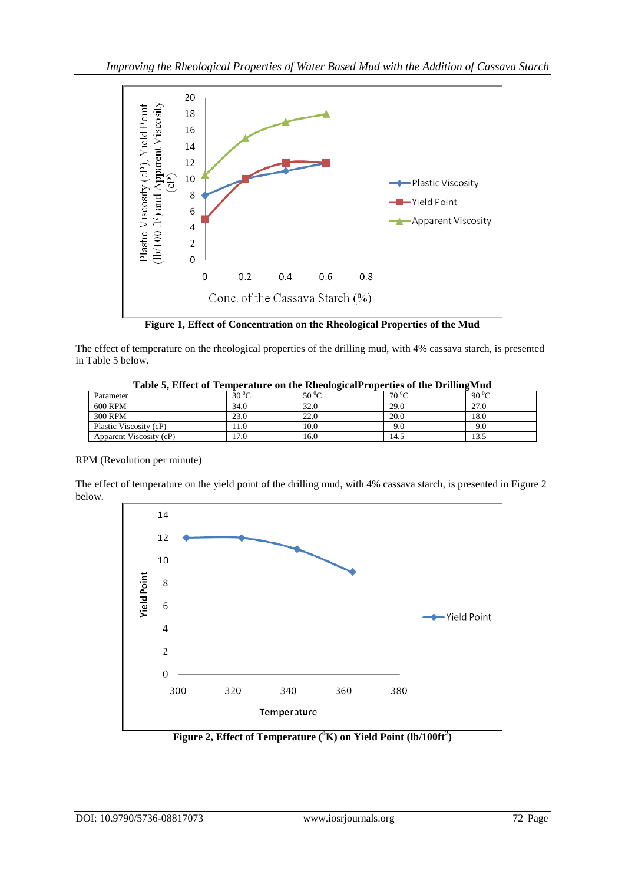Figure 1, Effect of Concentration on the Rheological Properties of the Mud

The effect of temperature on the rheological properties of the drilling mud, with 4% cassava starch, is presented in Table 5 below.

**Table 5, Effect of Temperature on the RheologicalProperties of the DrillingMud**

| Parameter | 30 $^0$C | 50 $^0$C | 70 $^0$C | 90 $^0$C |
|---|---|---|---|---|
| 600 RPM | 34.0 | 32.0 | 29.0 | 27.0 |
| 300 RPM | 23.0 | 22.0 | 20.0 | 18.0 |
| Plastic Viscosity (cP) | 11.0 | 10.0 | 9.0 | 9.0 |
| Apparent Viscosity (cP) | 17.0 | 16.0 | 14.5 | 13.5 |

RPM (Revolution per minute)

The effect of temperature on the yield point of the drilling mud, with 4% cassava starch, is presented in Figure 2 below.

**Figure 2, Effect of Temperature ($^0$K) on Yield Point (lb/100ft$^2$)**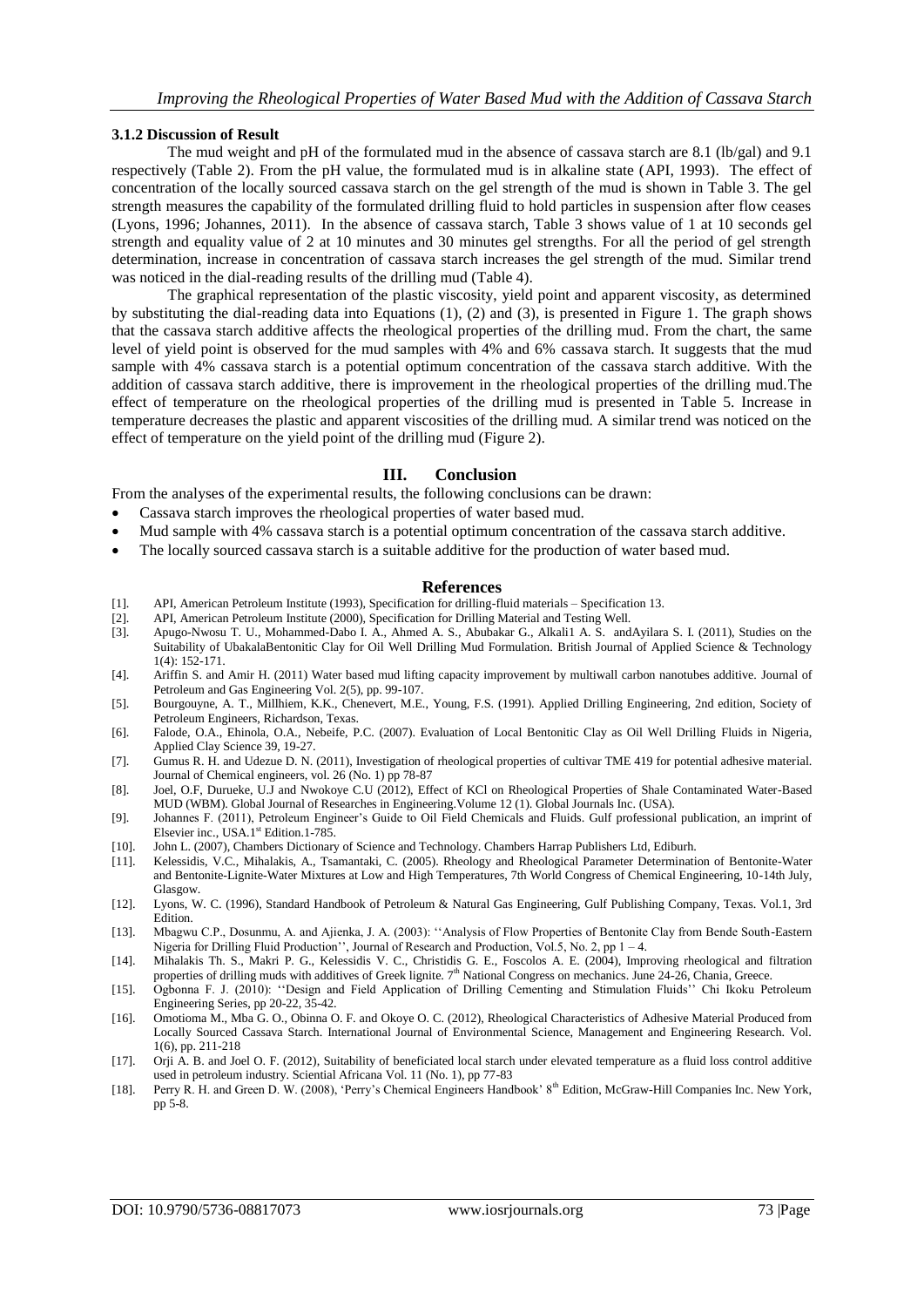### 3.1.2 Discussion of Result

The mud weight and pH of the formulated mud in the absence of cassava starch are 8.1 (lb/gal) and 9.1 respectively (Table 2). From the pH value, the formulated mud is in alkaline state (API, 1993). The effect of concentration of the locally sourced cassava starch on the gel strength of the mud is shown in Table 3. The gel strength measures the capability of the formulated drilling fluid to hold particles in suspension after flow ceases (Lyons, 1996; Johannes, 2011). In the absence of cassava starch, Table 3 shows value of 1 at 10 seconds gel strength and equality value of 2 at 10 minutes and 30 minutes gel strengths. For all the period of gel strength determination, increase in concentration of cassava starch increases the gel strength of the mud. Similar trend was noticed in the dial-reading results of the drilling mud (Table 4).

The graphical representation of the plastic viscosity, yield point and apparent viscosity, as determined by substituting the dial-reading data into Equations (1), (2) and (3), is presented in Figure 1. The graph shows that the cassava starch additive affects the rheological properties of the drilling mud. From the chart, the same level of yield point is observed for the mud samples with 4% and 6% cassava starch. It suggests that the mud sample with 4% cassava starch is a potential optimum concentration of the cassava starch additive. With the addition of cassava starch additive, there is improvement in the rheological properties of the drilling mud.The effect of temperature on the rheological properties of the drilling mud is presented in Table 5. Increase in temperature decreases the plastic and apparent viscosities of the drilling mud. A similar trend was noticed on the effect of temperature on the yield point of the drilling mud (Figure 2).

## III. Conclusion

From the analyses of the experimental results, the following conclusions can be drawn:

- Cassava starch improves the rheological properties of water based mud.
- Mud sample with 4% cassava starch is a potential optimum concentration of the cassava starch additive.
- The locally sourced cassava starch is a suitable additive for the production of water based mud.

## References

[1]. API, American Petroleum Institute (1993), Specification for drilling-fluid materials – Specification 13.

[2]. API, American Petroleum Institute (2000), Specification for Drilling Material and Testing Well.

[3]. Apugo-Nwosu T. U., Mohammed-Dabo I. A., Ahmed A. S., Abubakar G., Alkali1 A. S. andAyilara S. I. (2011), Studies on the Suitability of UbakalaBentonitic Clay for Oil Well Drilling Mud Formulation. British Journal of Applied Science & Technology 1(4): 152-171.

[4]. Ariffin S. and Amir H. (2011) Water based mud lifting capacity improvement by multiwall carbon nanotubes additive. Journal of Petroleum and Gas Engineering Vol. 2(5), pp. 99-107.

[5]. Bourgouyne, A. T., Millhiem, K.K., Chenevert, M.E., Young, F.S. (1991). Applied Drilling Engineering, 2nd edition, Society of Petroleum Engineers, Richardson, Texas.

[6]. Falode, O.A., Ehinola, O.A., Nebeife, P.C. (2007). Evaluation of Local Bentonitic Clay as Oil Well Drilling Fluids in Nigeria, Applied Clay Science 39, 19-27.

[7]. Gumus R. H. and Udezue D. N. (2011), Investigation of rheological properties of cultivar TME 419 for potential adhesive material. Journal of Chemical engineers, vol. 26 (No. 1) pp 78-87

[8]. Joel, O.F, Durueke, U.J and Nwokoye C.U (2012), Effect of KCl on Rheological Properties of Shale Contaminated Water-Based MUD (WBM). Global Journal of Researches in Engineering.Volume 12 (1). Global Journals Inc. (USA).

[9]. Johannes F. (2011), Petroleum Engineer's Guide to Oil Field Chemicals and Fluids. Gulf professional publication, an imprint of Elsevier inc., USA.1st Edition.1-785.

[10]. John L. (2007), Chambers Dictionary of Science and Technology. Chambers Harrap Publishers Ltd, Ediburh.

[11]. Kelessidis, V.C., Mihalakis, A., Tsamantaki, C. (2005). Rheology and Rheological Parameter Determination of Bentonite-Water and Bentonite-Lignite-Water Mixtures at Low and High Temperatures, 7th World Congress of Chemical Engineering, 10-14th July, Glasgow.

[12]. Lyons, W. C. (1996), Standard Handbook of Petroleum & Natural Gas Engineering, Gulf Publishing Company, Texas. Vol.1, 3rd Edition.

[13]. Mbagwu C.P., Dosunmu, A. and Ajienka, J. A. (2003): ''Analysis of Flow Properties of Bentonite Clay from Bende South-Eastern Nigeria for Drilling Fluid Production'', Journal of Research and Production, Vol.5, No. 2, pp 1 – 4.

[14]. Mihalakis Th. S., Makri P. G., Kelessidis V. C., Christidis G. E., Foscolos A. E. (2004), Improving rheological and filtration properties of drilling muds with additives of Greek lignite. 7th National Congress on mechanics. June 24-26, Chania, Greece.

[15]. Ogbonna F. J. (2010): ''Design and Field Application of Drilling Cementing and Stimulation Fluids'' Chi Ikoku Petroleum Engineering Series, pp 20-22, 35-42.

[16]. Omotioma M., Mba G. O., Obinna O. F. and Okoye O. C. (2012), Rheological Characteristics of Adhesive Material Produced from Locally Sourced Cassava Starch. International Journal of Environmental Science, Management and Engineering Research. Vol. 1(6), pp. 211-218

[17]. Orji A. B. and Joel O. F. (2012), Suitability of beneficiated local starch under elevated temperature as a fluid loss control additive used in petroleum industry. Sciential Africana Vol. 11 (No. 1), pp 77-83

[18]. Perry R. H. and Green D. W. (2008), 'Perry's Chemical Engineers Handbook' 8th Edition, McGraw-Hill Companies Inc. New York, pp 5-8.